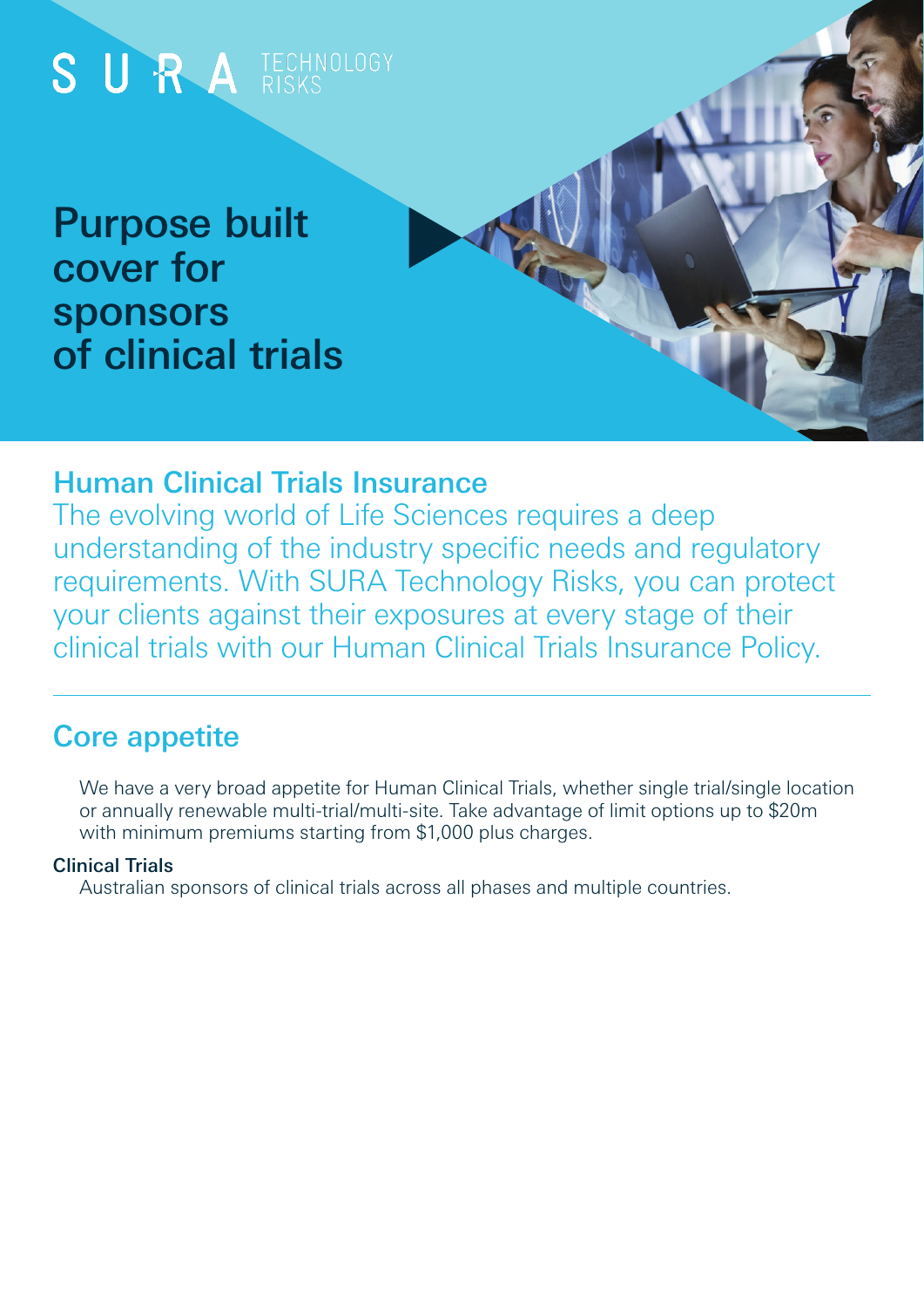SURA TECHNOLOGY RISKS

# Purpose built cover for sponsors of clinical trials

## Human Clinical Trials Insurance

The evolving world of Life Sciences requires a deep understanding of the industry specific needs and regulatory requirements. With SURA Technology Risks, you can protect your clients against their exposures at every stage of their clinical trials with our Human Clinical Trials Insurance Policy.

---

## Core appetite

We have a very broad appetite for Human Clinical Trials, whether single trial/single location or annually renewable multi-trial/multi-site. Take advantage of limit options up to $20m with minimum premiums starting from $1,000 plus charges.

**Clinical Trials**

Australian sponsors of clinical trials across all phases and multiple countries.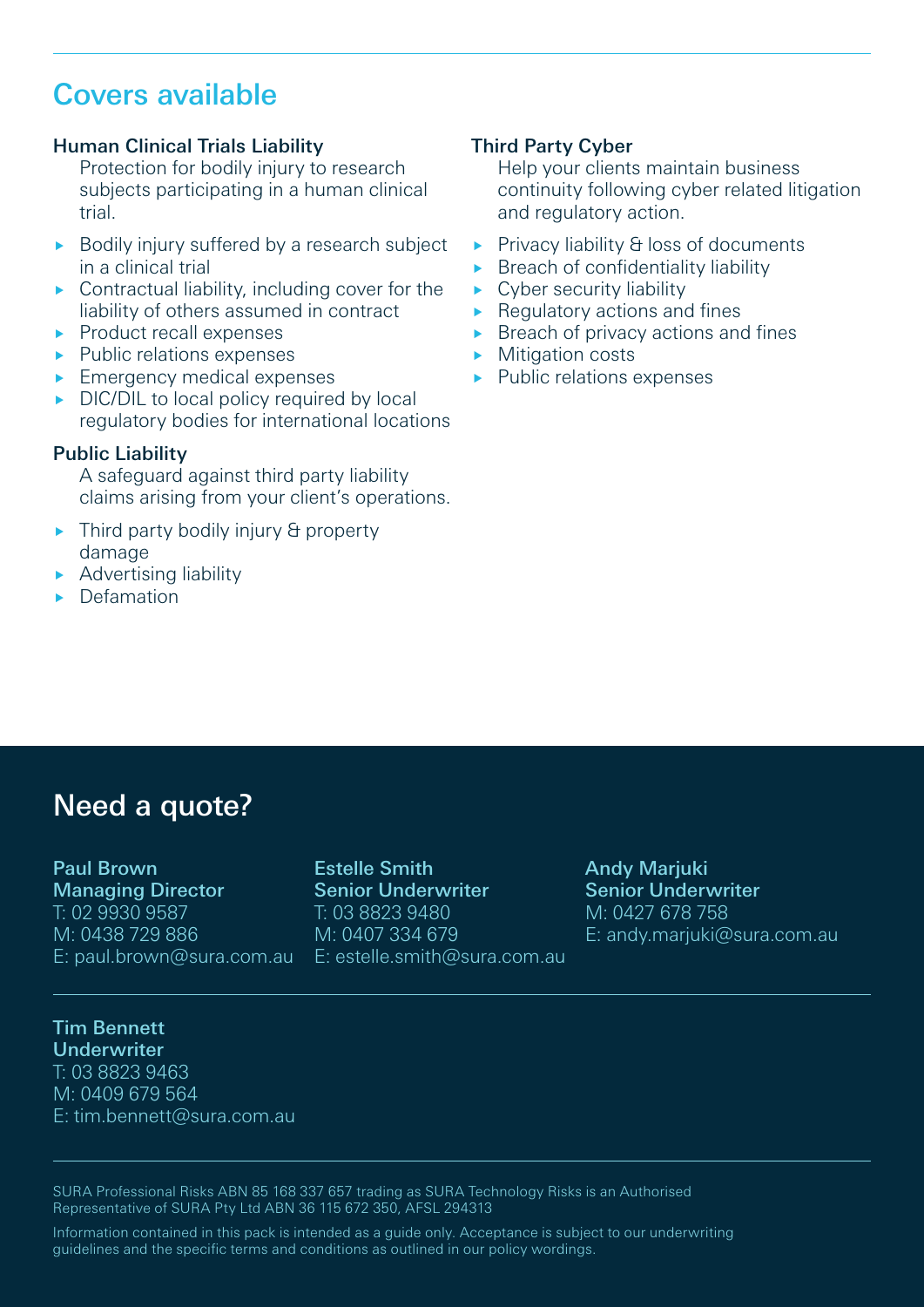## Covers available

### Human Clinical Trials Liability

Protection for bodily injury to research subjects participating in a human clinical trial.

- Bodily injury suffered by a research subject in a clinical trial
- Contractual liability, including cover for the liability of others assumed in contract
- Product recall expenses
- Public relations expenses
- Emergency medical expenses
- DIC/DIL to local policy required by local regulatory bodies for international locations

### Public Liability

A safeguard against third party liability claims arising from your client's operations.

- Third party bodily injury & property damage
- Advertising liability
- Defamation

### Third Party Cyber

Help your clients maintain business continuity following cyber related litigation and regulatory action.

- Privacy liability & loss of documents
- Breach of confidentiality liability
- Cyber security liability
- Regulatory actions and fines
- Breach of privacy actions and fines
- Mitigation costs
- Public relations expenses

## Need a quote?

**Paul Brown**
**Managing Director**
T: 02 9930 9587
M: 0438 729 886
E: paul.brown@sura.com.au

**Estelle Smith**
**Senior Underwriter**
T: 03 8823 9480
M: 0407 334 679
E: estelle.smith@sura.com.au

**Andy Marjuki**
**Senior Underwriter**
M: 0427 678 758
E: andy.marjuki@sura.com.au

**Tim Bennett**
**Underwriter**
T: 03 8823 9463
M: 0409 679 564
E: tim.bennett@sura.com.au

SURA Professional Risks ABN 85 168 337 657 trading as SURA Technology Risks is an Authorised Representative of SURA Pty Ltd ABN 36 115 672 350, AFSL 294313

Information contained in this pack is intended as a guide only. Acceptance is subject to our underwriting guidelines and the specific terms and conditions as outlined in our policy wordings.